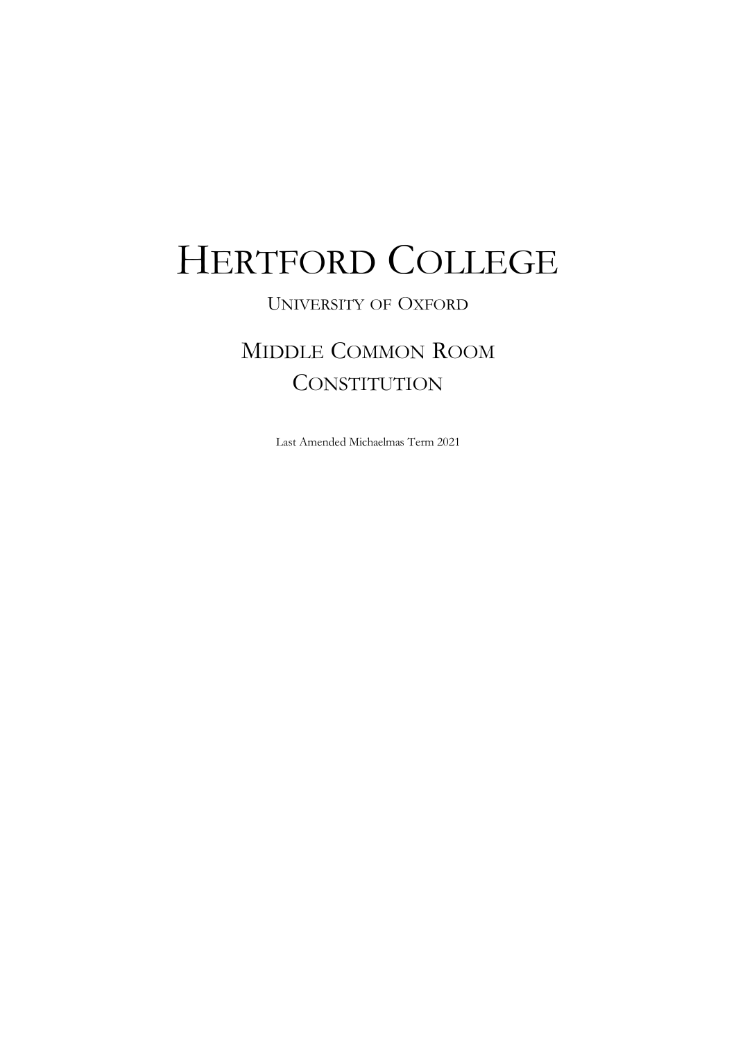# Hertford College

University of Oxford

## Middle Common Room Constitution

Last Amended Michaelmas Term 2021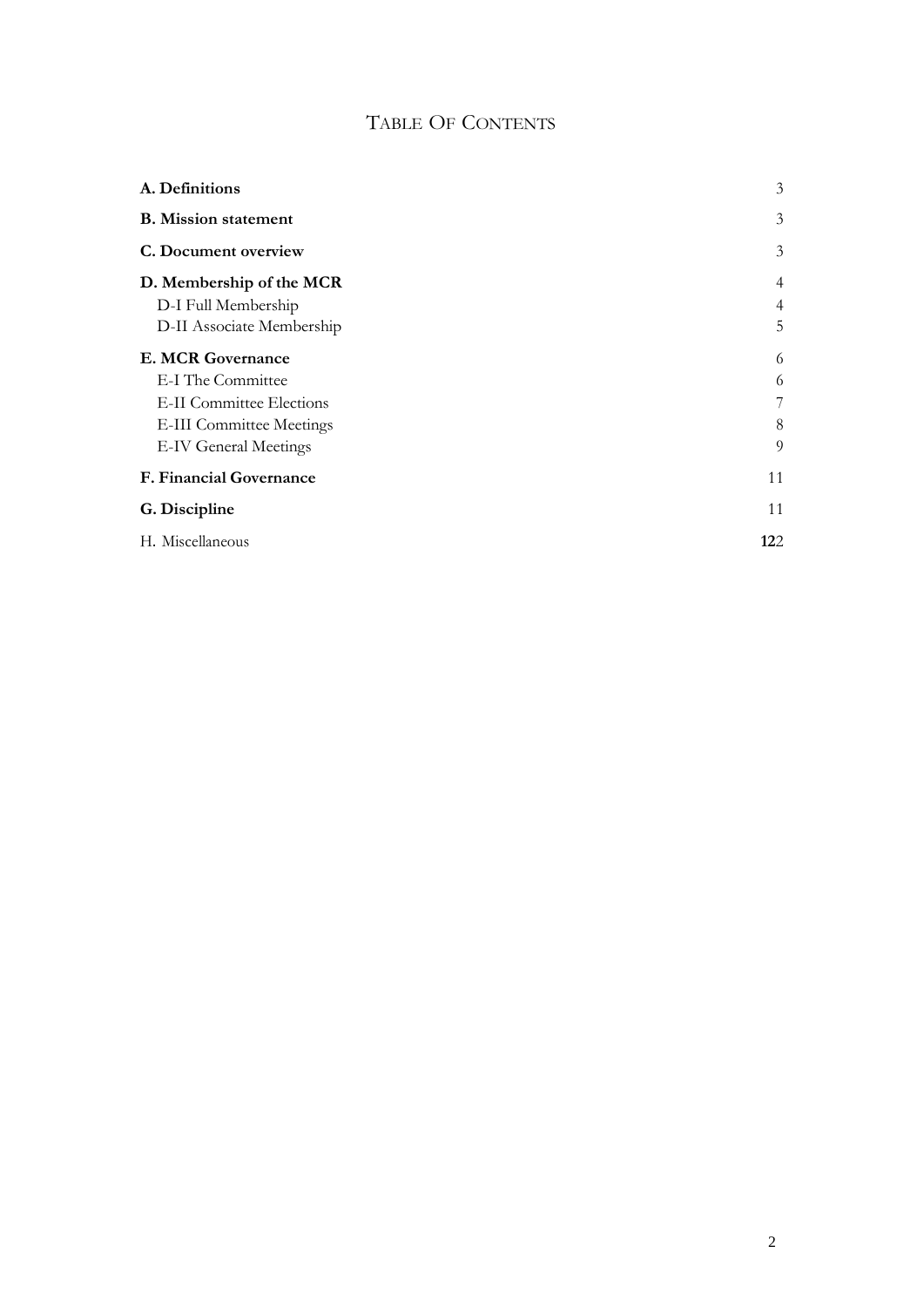# Table Of Contents

| | |
|---|---|
| **A. Definitions** | 3 |
| **B. Mission statement** | 3 |
| **C. Document overview** | 3 |
| **D. Membership of the MCR** | 4 |
| D-I Full Membership | 4 |
| D-II Associate Membership | 5 |
| **E. MCR Governance** | 6 |
| E-I The Committee | 6 |
| E-II Committee Elections | 7 |
| E-III Committee Meetings | 8 |
| E-IV General Meetings | 9 |
| **F. Financial Governance** | 11 |
| **G. Discipline** | 11 |
| H. Miscellaneous | **12**2 |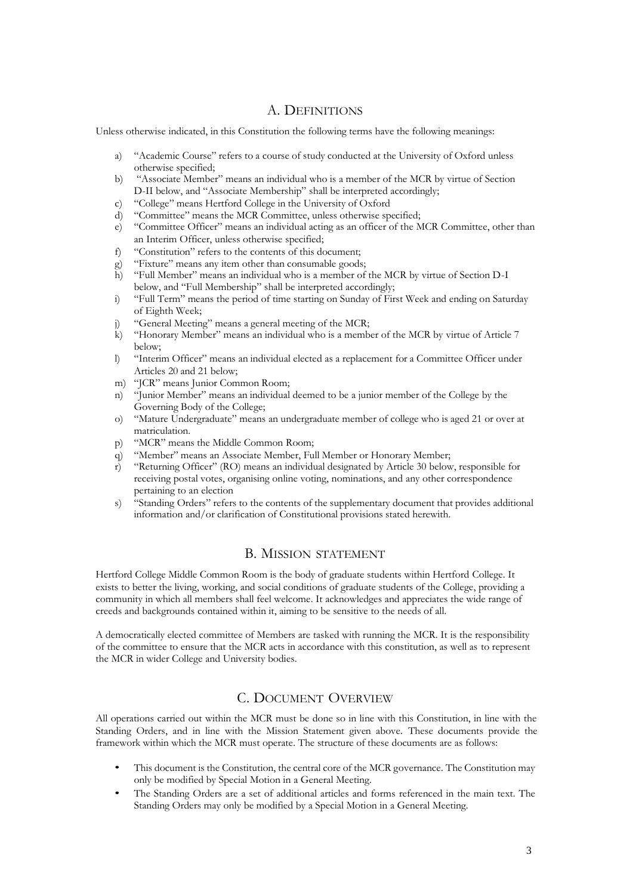## A. Definitions

Unless otherwise indicated, in this Constitution the following terms have the following meanings:

a) "Academic Course" refers to a course of study conducted at the University of Oxford unless otherwise specified;
b) "Associate Member" means an individual who is a member of the MCR by virtue of Section D-II below, and "Associate Membership" shall be interpreted accordingly;
c) "College" means Hertford College in the University of Oxford
d) "Committee" means the MCR Committee, unless otherwise specified;
e) "Committee Officer" means an individual acting as an officer of the MCR Committee, other than an Interim Officer, unless otherwise specified;
f) "Constitution" refers to the contents of this document;
g) "Fixture" means any item other than consumable goods;
h) "Full Member" means an individual who is a member of the MCR by virtue of Section D-I below, and "Full Membership" shall be interpreted accordingly;
i) "Full Term" means the period of time starting on Sunday of First Week and ending on Saturday of Eighth Week;
j) "General Meeting" means a general meeting of the MCR;
k) "Honorary Member" means an individual who is a member of the MCR by virtue of Article 7 below;
l) "Interim Officer" means an individual elected as a replacement for a Committee Officer under Articles 20 and 21 below;
m) "JCR" means Junior Common Room;
n) "Junior Member" means an individual deemed to be a junior member of the College by the Governing Body of the College;
o) "Mature Undergraduate" means an undergraduate member of college who is aged 21 or over at matriculation.
p) "MCR" means the Middle Common Room;
q) "Member" means an Associate Member, Full Member or Honorary Member;
r) "Returning Officer" (RO) means an individual designated by Article 30 below, responsible for receiving postal votes, organising online voting, nominations, and any other correspondence pertaining to an election
s) "Standing Orders" refers to the contents of the supplementary document that provides additional information and/or clarification of Constitutional provisions stated herewith.

## B. Mission statement

Hertford College Middle Common Room is the body of graduate students within Hertford College. It exists to better the living, working, and social conditions of graduate students of the College, providing a community in which all members shall feel welcome. It acknowledges and appreciates the wide range of creeds and backgrounds contained within it, aiming to be sensitive to the needs of all.

A democratically elected committee of Members are tasked with running the MCR. It is the responsibility of the committee to ensure that the MCR acts in accordance with this constitution, as well as to represent the MCR in wider College and University bodies.

## C. Document Overview

All operations carried out within the MCR must be done so in line with this Constitution, in line with the Standing Orders, and in line with the Mission Statement given above. These documents provide the framework within which the MCR must operate. The structure of these documents are as follows:

- This document is the Constitution, the central core of the MCR governance. The Constitution may only be modified by Special Motion in a General Meeting.
- The Standing Orders are a set of additional articles and forms referenced in the main text. The Standing Orders may only be modified by a Special Motion in a General Meeting.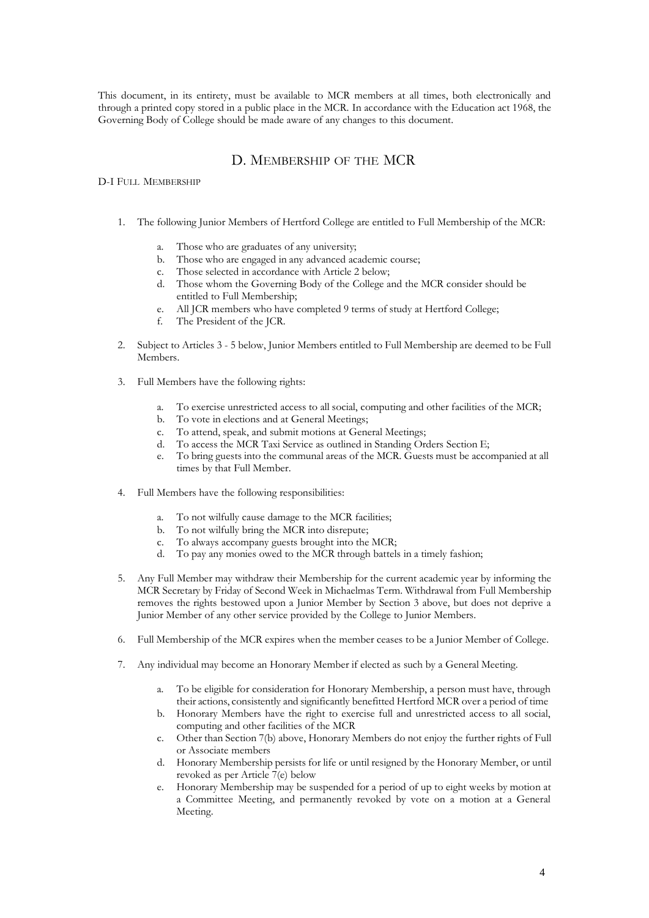This document, in its entirety, must be available to MCR members at all times, both electronically and through a printed copy stored in a public place in the MCR. In accordance with the Education act 1968, the Governing Body of College should be made aware of any changes to this document.

## D. Membership of the MCR

### D-I Full Membership

1. The following Junior Members of Hertford College are entitled to Full Membership of the MCR:
    a. Those who are graduates of any university;
    b. Those who are engaged in any advanced academic course;
    c. Those selected in accordance with Article 2 below;
    d. Those whom the Governing Body of the College and the MCR consider should be entitled to Full Membership;
    e. All JCR members who have completed 9 terms of study at Hertford College;
    f. The President of the JCR.

2. Subject to Articles 3 - 5 below, Junior Members entitled to Full Membership are deemed to be Full Members.

3. Full Members have the following rights:
    a. To exercise unrestricted access to all social, computing and other facilities of the MCR;
    b. To vote in elections and at General Meetings;
    c. To attend, speak, and submit motions at General Meetings;
    d. To access the MCR Taxi Service as outlined in Standing Orders Section E;
    e. To bring guests into the communal areas of the MCR. Guests must be accompanied at all times by that Full Member.

4. Full Members have the following responsibilities:
    a. To not wilfully cause damage to the MCR facilities;
    b. To not wilfully bring the MCR into disrepute;
    c. To always accompany guests brought into the MCR;
    d. To pay any monies owed to the MCR through battels in a timely fashion;

5. Any Full Member may withdraw their Membership for the current academic year by informing the MCR Secretary by Friday of Second Week in Michaelmas Term. Withdrawal from Full Membership removes the rights bestowed upon a Junior Member by Section 3 above, but does not deprive a Junior Member of any other service provided by the College to Junior Members.

6. Full Membership of the MCR expires when the member ceases to be a Junior Member of College.

7. Any individual may become an Honorary Member if elected as such by a General Meeting.
    a. To be eligible for consideration for Honorary Membership, a person must have, through their actions, consistently and significantly benefitted Hertford MCR over a period of time
    b. Honorary Members have the right to exercise full and unrestricted access to all social, computing and other facilities of the MCR
    c. Other than Section 7(b) above, Honorary Members do not enjoy the further rights of Full or Associate members
    d. Honorary Membership persists for life or until resigned by the Honorary Member, or until revoked as per Article 7(e) below
    e. Honorary Membership may be suspended for a period of up to eight weeks by motion at a Committee Meeting, and permanently revoked by vote on a motion at a General Meeting.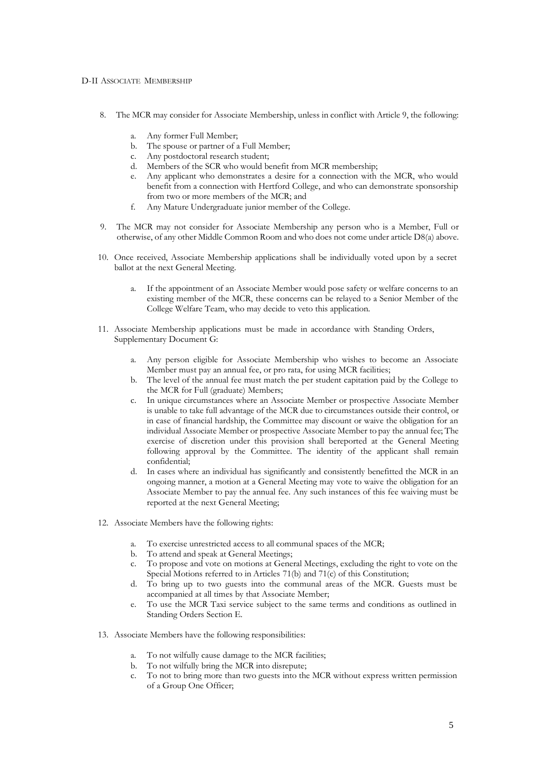## D-II Associate Membership

8. The MCR may consider for Associate Membership, unless in conflict with Article 9, the following:

   a. Any former Full Member;
   b. The spouse or partner of a Full Member;
   c. Any postdoctoral research student;
   d. Members of the SCR who would benefit from MCR membership;
   e. Any applicant who demonstrates a desire for a connection with the MCR, who would benefit from a connection with Hertford College, and who can demonstrate sponsorship from two or more members of the MCR; and
   f. Any Mature Undergraduate junior member of the College.

9. The MCR may not consider for Associate Membership any person who is a Member, Full or otherwise, of any other Middle Common Room and who does not come under article D8(a) above.

10. Once received, Associate Membership applications shall be individually voted upon by a secret ballot at the next General Meeting.

    a. If the appointment of an Associate Member would pose safety or welfare concerns to an existing member of the MCR, these concerns can be relayed to a Senior Member of the College Welfare Team, who may decide to veto this application.

11. Associate Membership applications must be made in accordance with Standing Orders, Supplementary Document G:

    a. Any person eligible for Associate Membership who wishes to become an Associate Member must pay an annual fee, or pro rata, for using MCR facilities;
    b. The level of the annual fee must match the per student capitation paid by the College to the MCR for Full (graduate) Members;
    c. In unique circumstances where an Associate Member or prospective Associate Member is unable to take full advantage of the MCR due to circumstances outside their control, or in case of financial hardship, the Committee may discount or waive the obligation for an individual Associate Member or prospective Associate Member to pay the annual fee; The exercise of discretion under this provision shall bereported at the General Meeting following approval by the Committee. The identity of the applicant shall remain confidential;
    d. In cases where an individual has significantly and consistently benefitted the MCR in an ongoing manner, a motion at a General Meeting may vote to waive the obligation for an Associate Member to pay the annual fee. Any such instances of this fee waiving must be reported at the next General Meeting;

12. Associate Members have the following rights:

    a. To exercise unrestricted access to all communal spaces of the MCR;
    b. To attend and speak at General Meetings;
    c. To propose and vote on motions at General Meetings, excluding the right to vote on the Special Motions referred to in Articles 71(b) and 71(c) of this Constitution;
    d. To bring up to two guests into the communal areas of the MCR. Guests must be accompanied at all times by that Associate Member;
    e. To use the MCR Taxi service subject to the same terms and conditions as outlined in Standing Orders Section E.

13. Associate Members have the following responsibilities:

    a. To not wilfully cause damage to the MCR facilities;
    b. To not wilfully bring the MCR into disrepute;
    c. To not to bring more than two guests into the MCR without express written permission of a Group One Officer;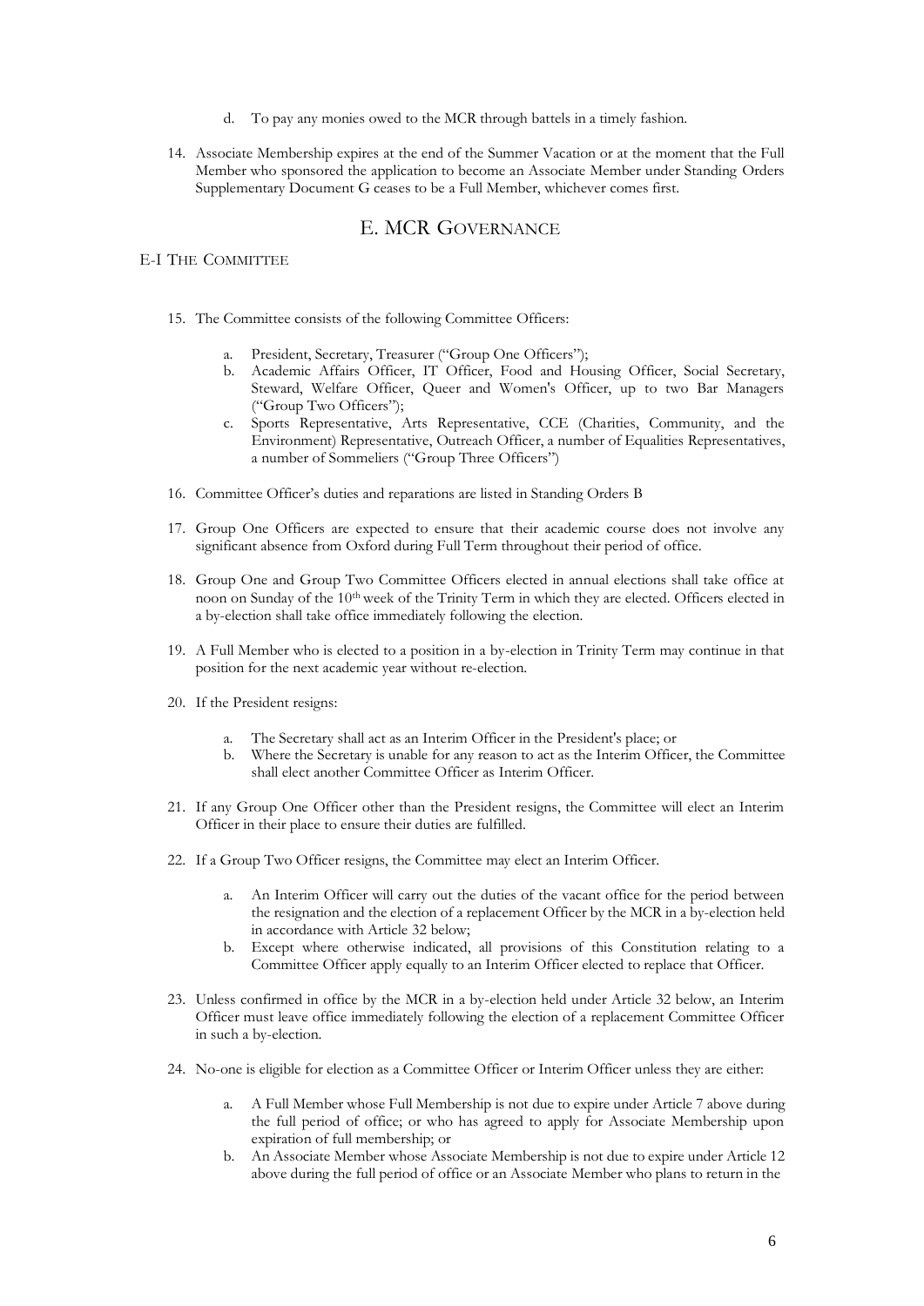d. To pay any monies owed to the MCR through battels in a timely fashion.

14. Associate Membership expires at the end of the Summer Vacation or at the moment that the Full Member who sponsored the application to become an Associate Member under Standing Orders Supplementary Document G ceases to be a Full Member, whichever comes first.

## E. MCR Governance

### E-I The Committee

15. The Committee consists of the following Committee Officers:

    a. President, Secretary, Treasurer ("Group One Officers");
    b. Academic Affairs Officer, IT Officer, Food and Housing Officer, Social Secretary, Steward, Welfare Officer, Queer and Women's Officer, up to two Bar Managers ("Group Two Officers");
    c. Sports Representative, Arts Representative, CCE (Charities, Community, and the Environment) Representative, Outreach Officer, a number of Equalities Representatives, a number of Sommeliers ("Group Three Officers")

16. Committee Officer's duties and reparations are listed in Standing Orders B

17. Group One Officers are expected to ensure that their academic course does not involve any significant absence from Oxford during Full Term throughout their period of office.

18. Group One and Group Two Committee Officers elected in annual elections shall take office at noon on Sunday of the 10th week of the Trinity Term in which they are elected. Officers elected in a by-election shall take office immediately following the election.

19. A Full Member who is elected to a position in a by-election in Trinity Term may continue in that position for the next academic year without re-election.

20. If the President resigns:

    a. The Secretary shall act as an Interim Officer in the President's place; or
    b. Where the Secretary is unable for any reason to act as the Interim Officer, the Committee shall elect another Committee Officer as Interim Officer.

21. If any Group One Officer other than the President resigns, the Committee will elect an Interim Officer in their place to ensure their duties are fulfilled.

22. If a Group Two Officer resigns, the Committee may elect an Interim Officer.

    a. An Interim Officer will carry out the duties of the vacant office for the period between the resignation and the election of a replacement Officer by the MCR in a by-election held in accordance with Article 32 below;
    b. Except where otherwise indicated, all provisions of this Constitution relating to a Committee Officer apply equally to an Interim Officer elected to replace that Officer.

23. Unless confirmed in office by the MCR in a by-election held under Article 32 below, an Interim Officer must leave office immediately following the election of a replacement Committee Officer in such a by-election.

24. No-one is eligible for election as a Committee Officer or Interim Officer unless they are either:

    a. A Full Member whose Full Membership is not due to expire under Article 7 above during the full period of office; or who has agreed to apply for Associate Membership upon expiration of full membership; or
    b. An Associate Member whose Associate Membership is not due to expire under Article 12 above during the full period of office or an Associate Member who plans to return in the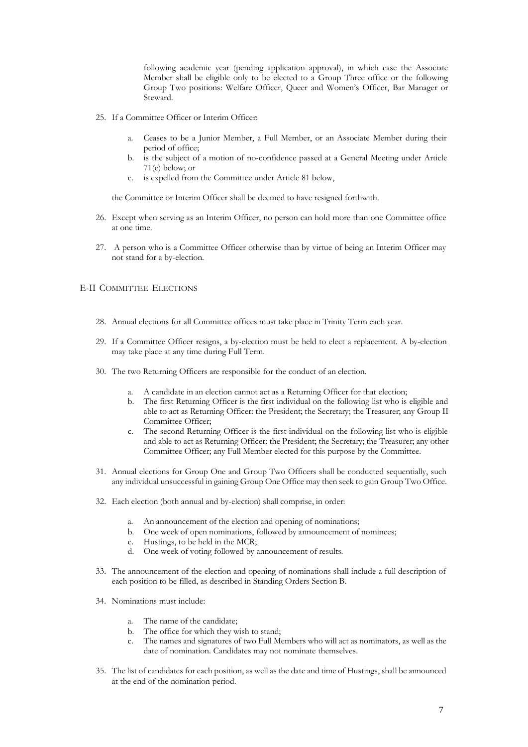following academic year (pending application approval), in which case the Associate Member shall be eligible only to be elected to a Group Three office or the following Group Two positions: Welfare Officer, Queer and Women's Officer, Bar Manager or Steward.

25. If a Committee Officer or Interim Officer:

    a. Ceases to be a Junior Member, a Full Member, or an Associate Member during their period of office;
    b. is the subject of a motion of no-confidence passed at a General Meeting under Article 71(e) below; or
    c. is expelled from the Committee under Article 81 below,

    the Committee or Interim Officer shall be deemed to have resigned forthwith.

26. Except when serving as an Interim Officer, no person can hold more than one Committee office at one time.

27. A person who is a Committee Officer otherwise than by virtue of being an Interim Officer may not stand for a by-election.

## E-II Committee Elections

28. Annual elections for all Committee offices must take place in Trinity Term each year.

29. If a Committee Officer resigns, a by-election must be held to elect a replacement. A by-election may take place at any time during Full Term.

30. The two Returning Officers are responsible for the conduct of an election.

    a. A candidate in an election cannot act as a Returning Officer for that election;
    b. The first Returning Officer is the first individual on the following list who is eligible and able to act as Returning Officer: the President; the Secretary; the Treasurer; any Group II Committee Officer;
    c. The second Returning Officer is the first individual on the following list who is eligible and able to act as Returning Officer: the President; the Secretary; the Treasurer; any other Committee Officer; any Full Member elected for this purpose by the Committee.

31. Annual elections for Group One and Group Two Officers shall be conducted sequentially, such any individual unsuccessful in gaining Group One Office may then seek to gain Group Two Office.

32. Each election (both annual and by-election) shall comprise, in order:

    a. An announcement of the election and opening of nominations;
    b. One week of open nominations, followed by announcement of nominees;
    c. Hustings, to be held in the MCR;
    d. One week of voting followed by announcement of results.

33. The announcement of the election and opening of nominations shall include a full description of each position to be filled, as described in Standing Orders Section B.

34. Nominations must include:

    a. The name of the candidate;
    b. The office for which they wish to stand;
    c. The names and signatures of two Full Members who will act as nominators, as well as the date of nomination. Candidates may not nominate themselves.

35. The list of candidates for each position, as well as the date and time of Hustings, shall be announced at the end of the nomination period.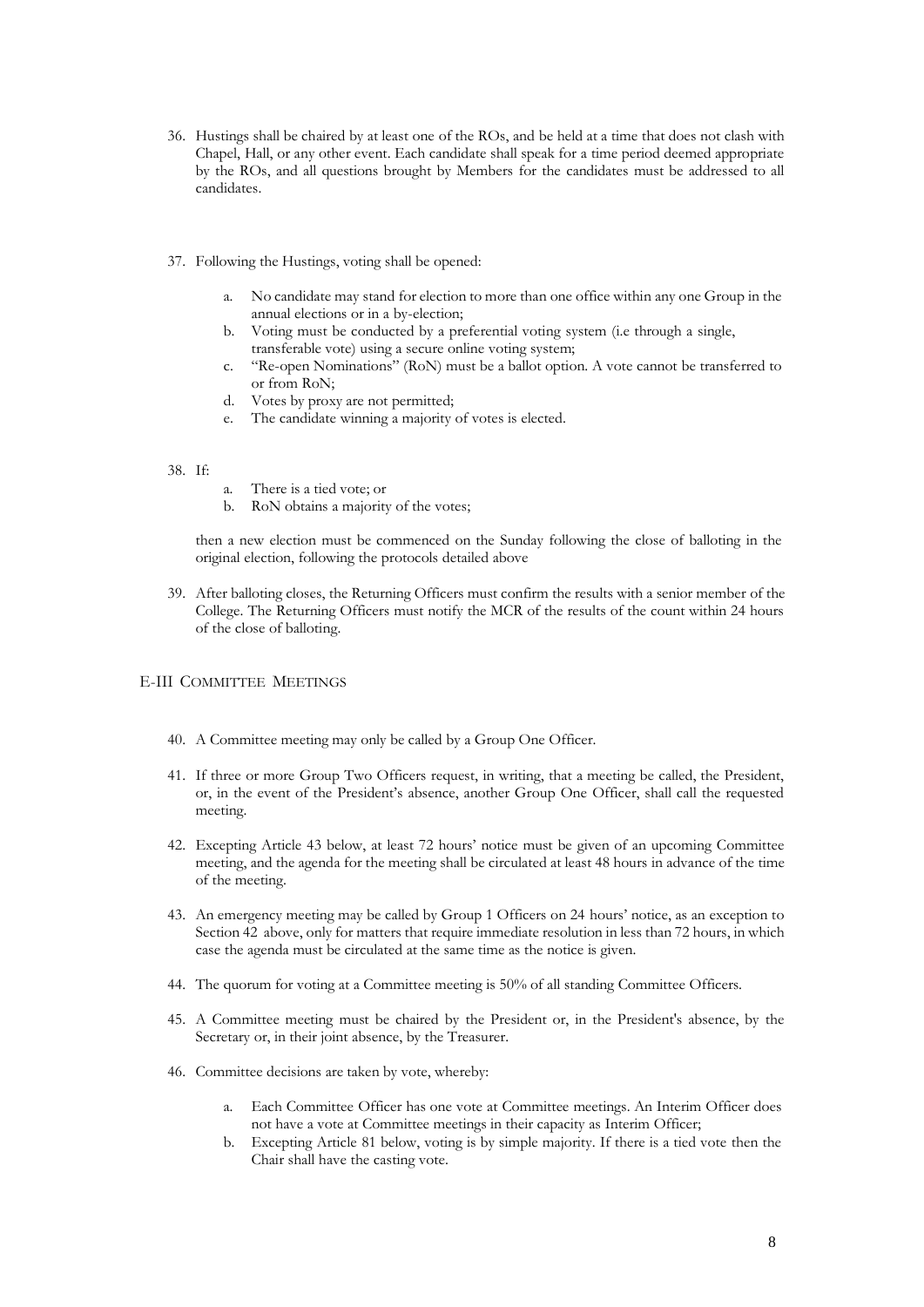36. Hustings shall be chaired by at least one of the ROs, and be held at a time that does not clash with Chapel, Hall, or any other event. Each candidate shall speak for a time period deemed appropriate by the ROs, and all questions brought by Members for the candidates must be addressed to all candidates.

37. Following the Hustings, voting shall be opened:

    a. No candidate may stand for election to more than one office within any one Group in the annual elections or in a by-election;
    b. Voting must be conducted by a preferential voting system (i.e through a single, transferable vote) using a secure online voting system;
    c. "Re-open Nominations" (RoN) must be a ballot option. A vote cannot be transferred to or from RoN;
    d. Votes by proxy are not permitted;
    e. The candidate winning a majority of votes is elected.

38. If:

    a. There is a tied vote; or
    b. RoN obtains a majority of the votes;

    then a new election must be commenced on the Sunday following the close of balloting in the original election, following the protocols detailed above

39. After balloting closes, the Returning Officers must confirm the results with a senior member of the College. The Returning Officers must notify the MCR of the results of the count within 24 hours of the close of balloting.

## E-III Committee Meetings

40. A Committee meeting may only be called by a Group One Officer.

41. If three or more Group Two Officers request, in writing, that a meeting be called, the President, or, in the event of the President's absence, another Group One Officer, shall call the requested meeting.

42. Excepting Article 43 below, at least 72 hours' notice must be given of an upcoming Committee meeting, and the agenda for the meeting shall be circulated at least 48 hours in advance of the time of the meeting.

43. An emergency meeting may be called by Group 1 Officers on 24 hours' notice, as an exception to Section 42 above, only for matters that require immediate resolution in less than 72 hours, in which case the agenda must be circulated at the same time as the notice is given.

44. The quorum for voting at a Committee meeting is 50% of all standing Committee Officers.

45. A Committee meeting must be chaired by the President or, in the President's absence, by the Secretary or, in their joint absence, by the Treasurer.

46. Committee decisions are taken by vote, whereby:

    a. Each Committee Officer has one vote at Committee meetings. An Interim Officer does not have a vote at Committee meetings in their capacity as Interim Officer;
    b. Excepting Article 81 below, voting is by simple majority. If there is a tied vote then the Chair shall have the casting vote.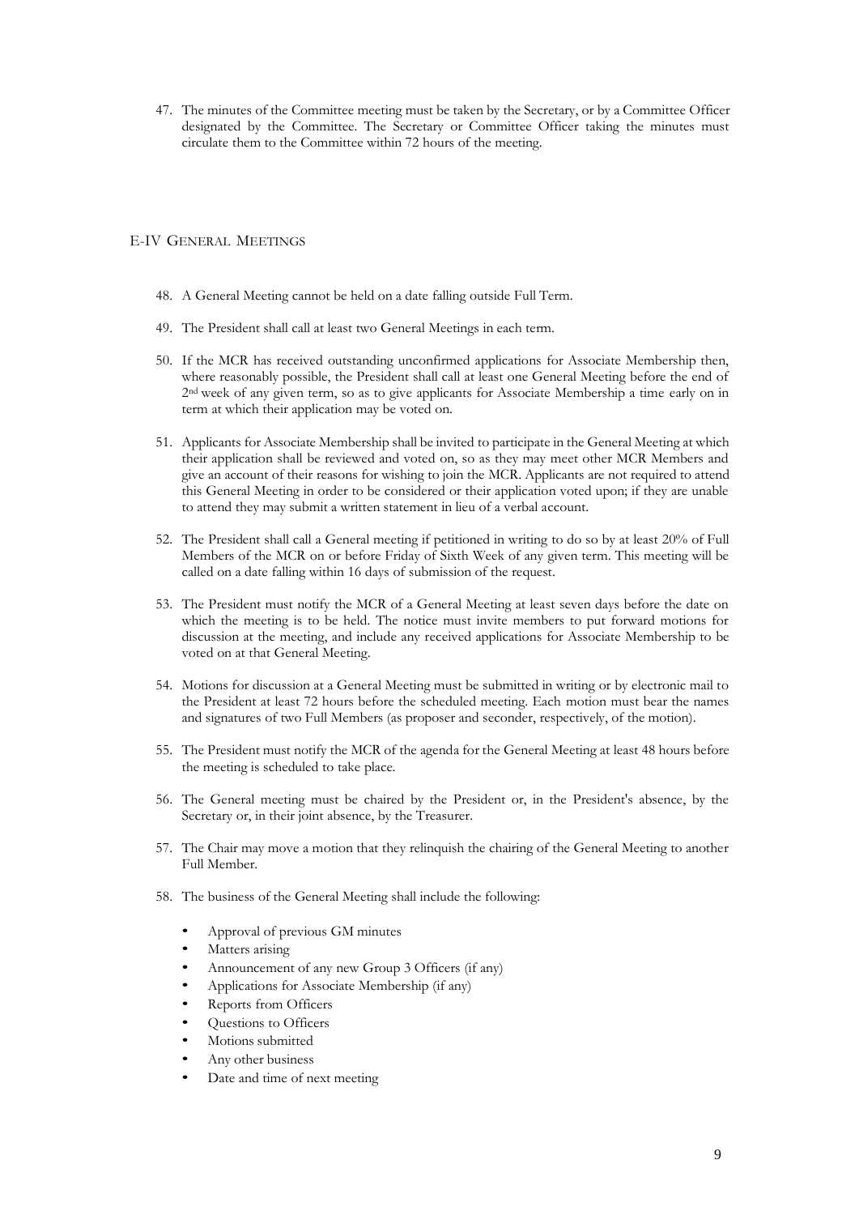47. The minutes of the Committee meeting must be taken by the Secretary, or by a Committee Officer designated by the Committee. The Secretary or Committee Officer taking the minutes must circulate them to the Committee within 72 hours of the meeting.

## E-IV General Meetings

48. A General Meeting cannot be held on a date falling outside Full Term.

49. The President shall call at least two General Meetings in each term.

50. If the MCR has received outstanding unconfirmed applications for Associate Membership then, where reasonably possible, the President shall call at least one General Meeting before the end of 2nd week of any given term, so as to give applicants for Associate Membership a time early on in term at which their application may be voted on.

51. Applicants for Associate Membership shall be invited to participate in the General Meeting at which their application shall be reviewed and voted on, so as they may meet other MCR Members and give an account of their reasons for wishing to join the MCR. Applicants are not required to attend this General Meeting in order to be considered or their application voted upon; if they are unable to attend they may submit a written statement in lieu of a verbal account.

52. The President shall call a General meeting if petitioned in writing to do so by at least 20% of Full Members of the MCR on or before Friday of Sixth Week of any given term. This meeting will be called on a date falling within 16 days of submission of the request.

53. The President must notify the MCR of a General Meeting at least seven days before the date on which the meeting is to be held. The notice must invite members to put forward motions for discussion at the meeting, and include any received applications for Associate Membership to be voted on at that General Meeting.

54. Motions for discussion at a General Meeting must be submitted in writing or by electronic mail to the President at least 72 hours before the scheduled meeting. Each motion must bear the names and signatures of two Full Members (as proposer and seconder, respectively, of the motion).

55. The President must notify the MCR of the agenda for the General Meeting at least 48 hours before the meeting is scheduled to take place.

56. The General meeting must be chaired by the President or, in the President's absence, by the Secretary or, in their joint absence, by the Treasurer.

57. The Chair may move a motion that they relinquish the chairing of the General Meeting to another Full Member.

58. The business of the General Meeting shall include the following:

    - Approval of previous GM minutes
    - Matters arising
    - Announcement of any new Group 3 Officers (if any)
    - Applications for Associate Membership (if any)
    - Reports from Officers
    - Questions to Officers
    - Motions submitted
    - Any other business
    - Date and time of next meeting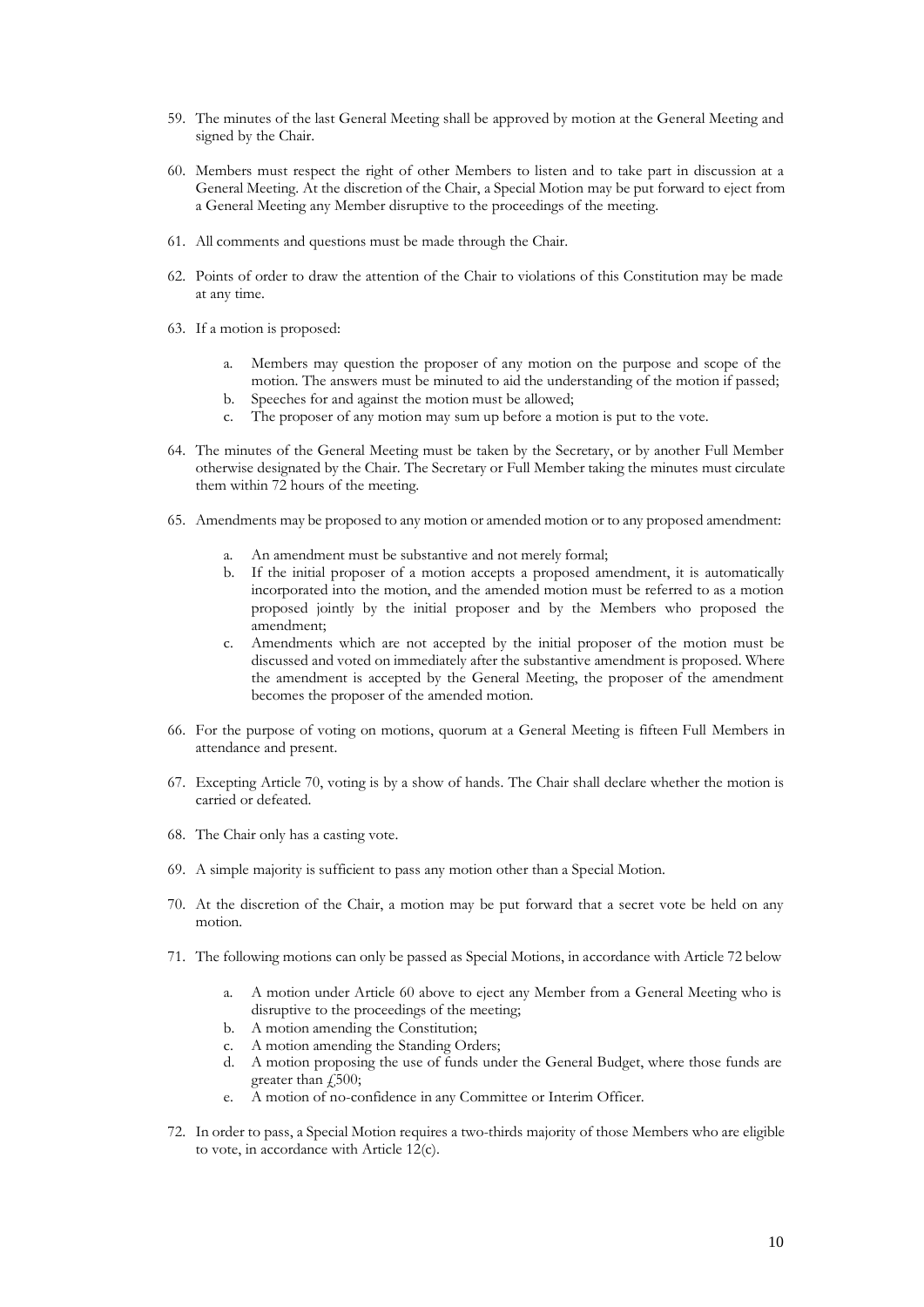59. The minutes of the last General Meeting shall be approved by motion at the General Meeting and signed by the Chair.

60. Members must respect the right of other Members to listen and to take part in discussion at a General Meeting. At the discretion of the Chair, a Special Motion may be put forward to eject from a General Meeting any Member disruptive to the proceedings of the meeting.

61. All comments and questions must be made through the Chair.

62. Points of order to draw the attention of the Chair to violations of this Constitution may be made at any time.

63. If a motion is proposed:

    a. Members may question the proposer of any motion on the purpose and scope of the motion. The answers must be minuted to aid the understanding of the motion if passed;
    b. Speeches for and against the motion must be allowed;
    c. The proposer of any motion may sum up before a motion is put to the vote.

64. The minutes of the General Meeting must be taken by the Secretary, or by another Full Member otherwise designated by the Chair. The Secretary or Full Member taking the minutes must circulate them within 72 hours of the meeting.

65. Amendments may be proposed to any motion or amended motion or to any proposed amendment:

    a. An amendment must be substantive and not merely formal;
    b. If the initial proposer of a motion accepts a proposed amendment, it is automatically incorporated into the motion, and the amended motion must be referred to as a motion proposed jointly by the initial proposer and by the Members who proposed the amendment;
    c. Amendments which are not accepted by the initial proposer of the motion must be discussed and voted on immediately after the substantive amendment is proposed. Where the amendment is accepted by the General Meeting, the proposer of the amendment becomes the proposer of the amended motion.

66. For the purpose of voting on motions, quorum at a General Meeting is fifteen Full Members in attendance and present.

67. Excepting Article 70, voting is by a show of hands. The Chair shall declare whether the motion is carried or defeated.

68. The Chair only has a casting vote.

69. A simple majority is sufficient to pass any motion other than a Special Motion.

70. At the discretion of the Chair, a motion may be put forward that a secret vote be held on any motion.

71. The following motions can only be passed as Special Motions, in accordance with Article 72 below

    a. A motion under Article 60 above to eject any Member from a General Meeting who is disruptive to the proceedings of the meeting;
    b. A motion amending the Constitution;
    c. A motion amending the Standing Orders;
    d. A motion proposing the use of funds under the General Budget, where those funds are greater than £500;
    e. A motion of no-confidence in any Committee or Interim Officer.

72. In order to pass, a Special Motion requires a two-thirds majority of those Members who are eligible to vote, in accordance with Article 12(c).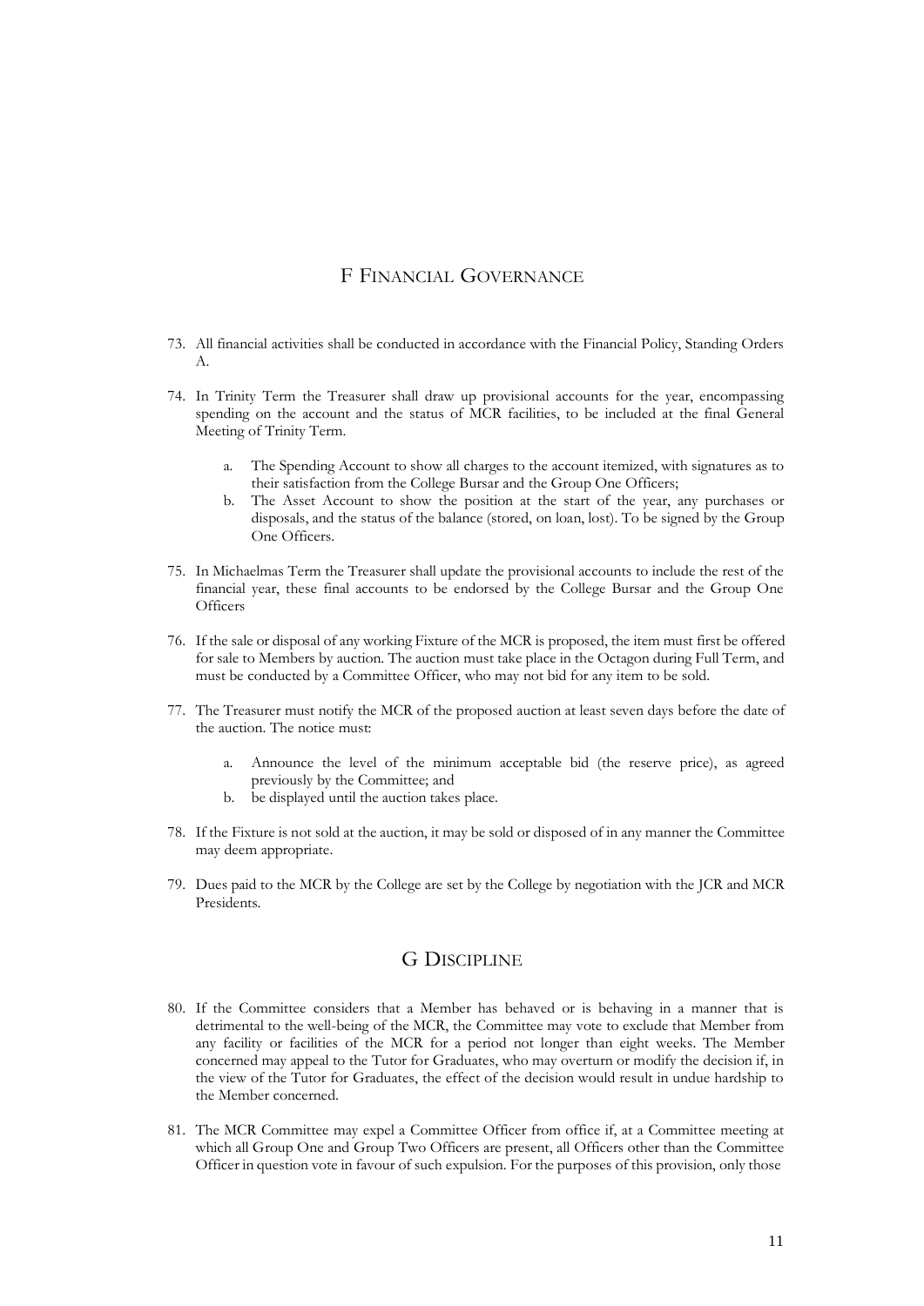## F Financial Governance

73. All financial activities shall be conducted in accordance with the Financial Policy, Standing Orders A.

74. In Trinity Term the Treasurer shall draw up provisional accounts for the year, encompassing spending on the account and the status of MCR facilities, to be included at the final General Meeting of Trinity Term.

    a. The Spending Account to show all charges to the account itemized, with signatures as to their satisfaction from the College Bursar and the Group One Officers;
    b. The Asset Account to show the position at the start of the year, any purchases or disposals, and the status of the balance (stored, on loan, lost). To be signed by the Group One Officers.

75. In Michaelmas Term the Treasurer shall update the provisional accounts to include the rest of the financial year, these final accounts to be endorsed by the College Bursar and the Group One Officers

76. If the sale or disposal of any working Fixture of the MCR is proposed, the item must first be offered for sale to Members by auction. The auction must take place in the Octagon during Full Term, and must be conducted by a Committee Officer, who may not bid for any item to be sold.

77. The Treasurer must notify the MCR of the proposed auction at least seven days before the date of the auction. The notice must:

    a. Announce the level of the minimum acceptable bid (the reserve price), as agreed previously by the Committee; and
    b. be displayed until the auction takes place.

78. If the Fixture is not sold at the auction, it may be sold or disposed of in any manner the Committee may deem appropriate.

79. Dues paid to the MCR by the College are set by the College by negotiation with the JCR and MCR Presidents.

## G Discipline

80. If the Committee considers that a Member has behaved or is behaving in a manner that is detrimental to the well-being of the MCR, the Committee may vote to exclude that Member from any facility or facilities of the MCR for a period not longer than eight weeks. The Member concerned may appeal to the Tutor for Graduates, who may overturn or modify the decision if, in the view of the Tutor for Graduates, the effect of the decision would result in undue hardship to the Member concerned.

81. The MCR Committee may expel a Committee Officer from office if, at a Committee meeting at which all Group One and Group Two Officers are present, all Officers other than the Committee Officer in question vote in favour of such expulsion. For the purposes of this provision, only those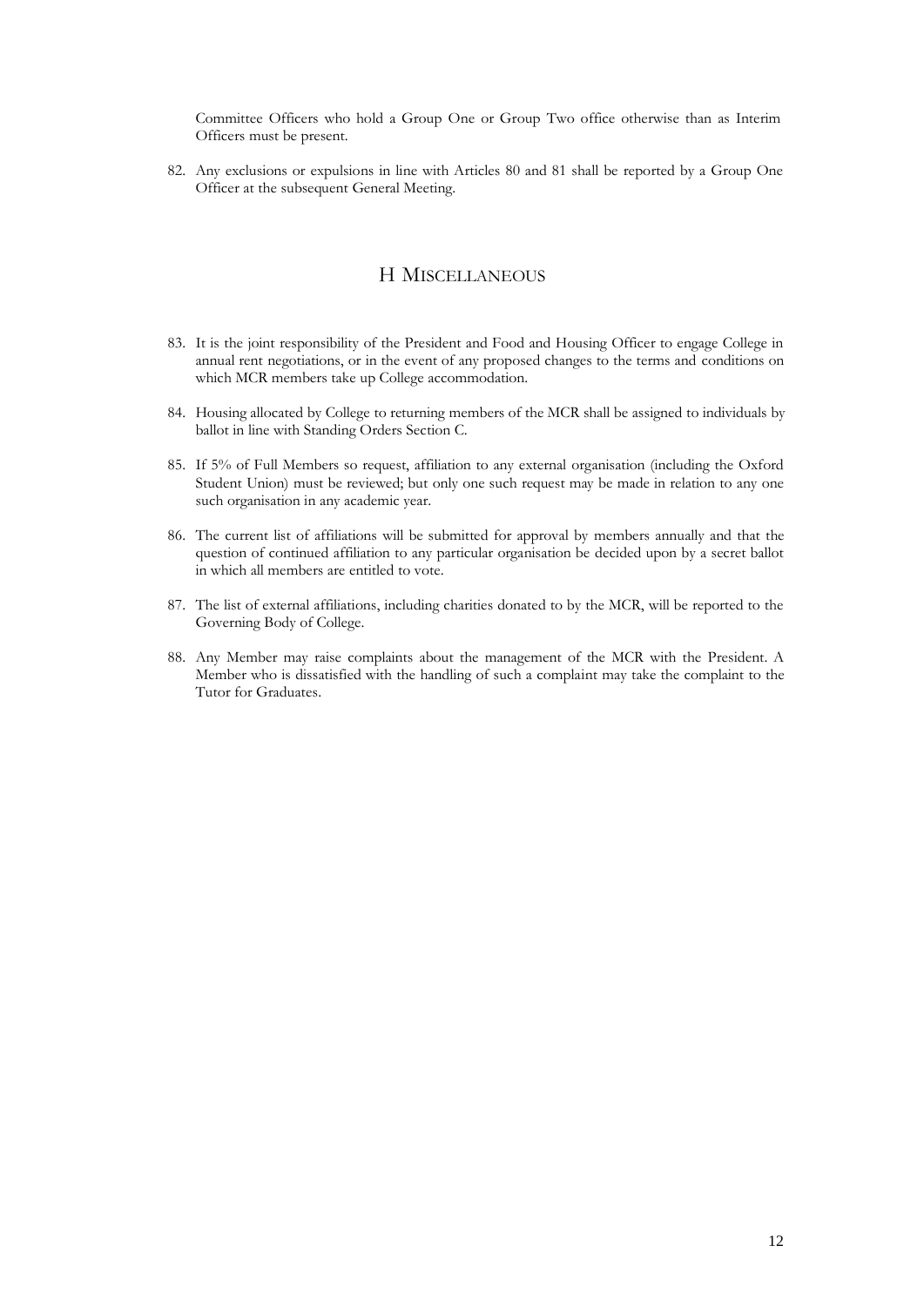Committee Officers who hold a Group One or Group Two office otherwise than as Interim Officers must be present.

82. Any exclusions or expulsions in line with Articles 80 and 81 shall be reported by a Group One Officer at the subsequent General Meeting.

## H Miscellaneous

83. It is the joint responsibility of the President and Food and Housing Officer to engage College in annual rent negotiations, or in the event of any proposed changes to the terms and conditions on which MCR members take up College accommodation.

84. Housing allocated by College to returning members of the MCR shall be assigned to individuals by ballot in line with Standing Orders Section C.

85. If 5% of Full Members so request, affiliation to any external organisation (including the Oxford Student Union) must be reviewed; but only one such request may be made in relation to any one such organisation in any academic year.

86. The current list of affiliations will be submitted for approval by members annually and that the question of continued affiliation to any particular organisation be decided upon by a secret ballot in which all members are entitled to vote.

87. The list of external affiliations, including charities donated to by the MCR, will be reported to the Governing Body of College.

88. Any Member may raise complaints about the management of the MCR with the President. A Member who is dissatisfied with the handling of such a complaint may take the complaint to the Tutor for Graduates.